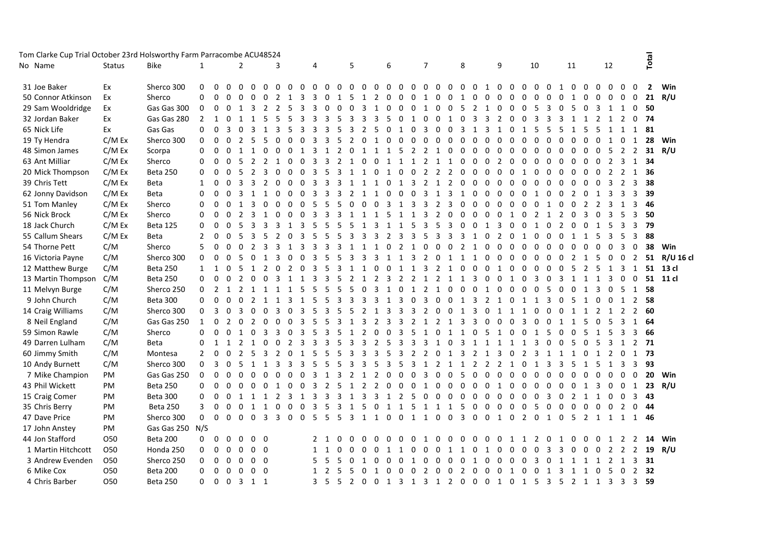Tom Clarke Cup Trial October 23rd Holsworthy Farm Parracombe ACU48524

| No | Name | Status | Bike | 1 | | | 2 | | | 3 | | | 4 | | | 5 | | | 6 | | | 7 | | | 8 | | | 9 | | | 10 | | | 11 | | | 12 | | | Total | |
|---|---|---|---|---|---|---|---|---|---|---|---|---|---|---|---|---|---|---|---|---|---|---|---|---|---|---|---|---|---|---|---|---|---|---|---|---|---|---|---|---|
| 31 | Joe Baker | Ex | Sherco 300 | 0 | 0 | 0 | 0 | 0 | 0 | 0 | 0 | 0 | 0 | 0 | 0 | 0 | 0 | 0 | 0 | 0 | 0 | 0 | 0 | 0 | 0 | 0 | 1 | 0 | 0 | 0 | 0 | 0 | 0 | 0 | 1 | 0 | 0 | 0 | 0 | 2 | Win |
| 50 | Connor Atkinson | Ex | Sherco | 0 | 0 | 0 | 0 | 0 | 0 | 2 | 1 | 3 | 3 | 0 | 1 | 5 | 1 | 2 | 0 | 0 | 0 | 1 | 0 | 0 | 1 | 0 | 0 | 0 | 0 | 0 | 0 | 0 | 0 | 0 | 1 | 0 | 0 | 0 | 0 | 21 | R/U |
| 29 | Sam Wooldridge | Ex | Gas Gas 300 | 0 | 0 | 0 | 1 | 3 | 2 | 2 | 5 | 3 | 3 | 0 | 0 | 0 | 3 | 1 | 0 | 0 | 0 | 1 | 0 | 0 | 5 | 2 | 1 | 0 | 0 | 0 | 5 | 3 | 0 | 5 | 0 | 3 | 1 | 1 | 0 | 50 | |
| 32 | Jordan Baker | Ex | Gas Gas 280 | 2 | 1 | 0 | 1 | 1 | 5 | 5 | 5 | 3 | 3 | 5 | 3 | 3 | 3 | 5 | 3 | 0 | 1 | 0 | 0 | 1 | 0 | 3 | 3 | 2 | 0 | 0 | 3 | 3 | 3 | 1 | 1 | 2 | 1 | 2 | 0 | 74 | |
| 65 | Nick Life | Ex | Gas Gas | 0 | 0 | 3 | 0 | 3 | 1 | 3 | 5 | 3 | 3 | 3 | 5 | 3 | 2 | 5 | 0 | 1 | 0 | 3 | 0 | 0 | 3 | 1 | 3 | 1 | 0 | 1 | 5 | 5 | 5 | 1 | 5 | 5 | 1 | 1 | 1 | 81 | |
| 19 | Ty Hendra | C/M Ex | Sherco 300 | 0 | 0 | 0 | 2 | 5 | 5 | 0 | 0 | 0 | 3 | 3 | 5 | 2 | 0 | 1 | 0 | 0 | 0 | 0 | 0 | 0 | 0 | 0 | 0 | 0 | 0 | 0 | 0 | 0 | 0 | 0 | 0 | 0 | 1 | 0 | 1 | 28 | Win |
| 48 | Simon James | C/M Ex | Scorpa | 0 | 0 | 0 | 1 | 1 | 0 | 0 | 0 | 1 | 3 | 1 | 2 | 0 | 1 | 1 | 1 | 1 | 5 | 2 | 2 | 1 | 0 | 0 | 0 | 0 | 0 | 0 | 0 | 0 | 0 | 0 | 0 | 0 | 5 | 2 | 2 | 31 | R/U |
| 63 | Ant Milliar | C/M Ex | Sherco | 0 | 0 | 0 | 5 | 2 | 2 | 1 | 0 | 0 | 3 | 3 | 2 | 1 | 0 | 0 | 1 | 1 | 1 | 2 | 1 | 1 | 0 | 0 | 0 | 2 | 0 | 0 | 0 | 0 | 0 | 0 | 0 | 0 | 2 | 3 | 1 | 34 | |
| 20 | Mick Thompson | C/M Ex | Beta 250 | 0 | 0 | 0 | 5 | 2 | 3 | 0 | 0 | 0 | 3 | 5 | 3 | 1 | 1 | 0 | 1 | 0 | 0 | 2 | 2 | 2 | 0 | 0 | 0 | 0 | 0 | 1 | 0 | 0 | 0 | 0 | 0 | 0 | 2 | 2 | 1 | 36 | |
| 39 | Chris Tett | C/M Ex | Beta | 1 | 0 | 0 | 3 | 3 | 2 | 0 | 0 | 0 | 3 | 3 | 3 | 1 | 1 | 1 | 0 | 1 | 3 | 2 | 1 | 2 | 0 | 0 | 0 | 0 | 0 | 0 | 0 | 0 | 0 | 0 | 0 | 0 | 3 | 2 | 3 | 38 | |
| 62 | Jonny Davidson | C/M Ex | Beta | 0 | 0 | 0 | 3 | 1 | 1 | 0 | 0 | 0 | 3 | 3 | 3 | 2 | 1 | 1 | 0 | 0 | 0 | 3 | 1 | 3 | 1 | 0 | 0 | 0 | 0 | 0 | 0 | 1 | 0 | 2 | 0 | 1 | 3 | 3 | 3 | 39 | |
| 51 | Tom Manley | C/M Ex | Sherco | 0 | 0 | 0 | 1 | 3 | 0 | 0 | 0 | 0 | 5 | 5 | 5 | 0 | 0 | 0 | 3 | 1 | 3 | 3 | 2 | 3 | 0 | 0 | 0 | 0 | 0 | 0 | 0 | 1 | 0 | 0 | 2 | 2 | 3 | 1 | 3 | 46 | |
| 56 | Nick Brock | C/M Ex | Sherco | 0 | 0 | 0 | 2 | 3 | 1 | 0 | 0 | 0 | 3 | 3 | 3 | 1 | 1 | 1 | 5 | 1 | 1 | 3 | 2 | 0 | 0 | 0 | 0 | 0 | 1 | 0 | 2 | 1 | 2 | 0 | 3 | 0 | 3 | 5 | 3 | 50 | |
| 18 | Jack Church | C/M Ex | Beta 125 | 0 | 0 | 0 | 5 | 3 | 3 | 3 | 1 | 3 | 5 | 5 | 5 | 5 | 1 | 3 | 1 | 1 | 5 | 3 | 5 | 3 | 0 | 0 | 1 | 3 | 0 | 0 | 1 | 0 | 2 | 0 | 0 | 1 | 5 | 3 | 3 | 79 | |
| 55 | Callum Shears | C/M Ex | Beta | 2 | 0 | 0 | 5 | 3 | 5 | 2 | 0 | 3 | 5 | 5 | 5 | 3 | 3 | 3 | 2 | 3 | 3 | 5 | 3 | 3 | 3 | 1 | 0 | 2 | 0 | 1 | 0 | 0 | 0 | 1 | 1 | 5 | 3 | 5 | 3 | 88 | |
| 54 | Thorne Pett | C/M | Sherco | 5 | 0 | 0 | 0 | 2 | 3 | 3 | 1 | 3 | 3 | 3 | 3 | 1 | 1 | 1 | 0 | 2 | 1 | 0 | 0 | 0 | 2 | 1 | 0 | 0 | 0 | 0 | 0 | 0 | 0 | 0 | 0 | 0 | 0 | 3 | 0 | 38 | Win |
| 16 | Victoria Payne | C/M | Sherco 300 | 0 | 0 | 0 | 5 | 0 | 1 | 3 | 0 | 0 | 3 | 5 | 5 | 3 | 3 | 3 | 1 | 1 | 3 | 2 | 0 | 1 | 1 | 1 | 0 | 0 | 0 | 0 | 0 | 0 | 0 | 2 | 1 | 5 | 0 | 0 | 2 | 51 | R/U 16 cl |
| 12 | Matthew Burge | C/M | Beta 250 | 1 | 1 | 0 | 5 | 1 | 2 | 0 | 2 | 0 | 3 | 5 | 3 | 1 | 1 | 0 | 0 | 1 | 1 | 3 | 2 | 1 | 0 | 0 | 0 | 1 | 0 | 0 | 0 | 0 | 0 | 5 | 2 | 5 | 1 | 3 | 1 | 51 | 13 cl |
| 13 | Martin Thompson | C/M | Beta 250 | 0 | 0 | 0 | 2 | 0 | 0 | 3 | 1 | 1 | 3 | 3 | 5 | 2 | 1 | 2 | 3 | 2 | 2 | 1 | 2 | 1 | 1 | 3 | 0 | 0 | 1 | 0 | 3 | 0 | 3 | 1 | 1 | 1 | 3 | 0 | 0 | 51 | 11 cl |
| 11 | Melvyn Burge | C/M | Sherco 250 | 0 | 2 | 1 | 2 | 1 | 1 | 1 | 1 | 5 | 5 | 5 | 5 | 5 | 0 | 3 | 1 | 0 | 1 | 2 | 1 | 0 | 0 | 0 | 1 | 0 | 0 | 0 | 0 | 5 | 0 | 0 | 1 | 3 | 0 | 5 | 1 | 58 | |
| 9 | John Church | C/M | Beta 300 | 0 | 0 | 0 | 0 | 2 | 1 | 1 | 3 | 1 | 5 | 5 | 3 | 3 | 3 | 3 | 1 | 3 | 0 | 3 | 0 | 0 | 1 | 3 | 2 | 1 | 0 | 1 | 1 | 3 | 0 | 5 | 1 | 0 | 0 | 1 | 2 | 58 | |
| 14 | Craig Williams | C/M | Sherco 300 | 0 | 3 | 0 | 3 | 0 | 0 | 3 | 0 | 3 | 5 | 3 | 5 | 5 | 2 | 1 | 3 | 3 | 3 | 2 | 0 | 0 | 1 | 3 | 0 | 1 | 1 | 1 | 0 | 0 | 0 | 1 | 1 | 2 | 1 | 2 | 2 | 60 | |
| 8 | Neil England | C/M | Gas Gas 250 | 1 | 0 | 2 | 0 | 2 | 0 | 0 | 0 | 3 | 5 | 5 | 3 | 1 | 3 | 2 | 3 | 3 | 2 | 1 | 2 | 1 | 3 | 3 | 0 | 0 | 0 | 3 | 0 | 0 | 1 | 1 | 5 | 0 | 5 | 3 | 1 | 64 | |
| 59 | Simon Rawle | C/M | Sherco | 0 | 0 | 0 | 1 | 0 | 3 | 3 | 0 | 3 | 5 | 3 | 5 | 1 | 2 | 0 | 0 | 3 | 5 | 1 | 0 | 1 | 1 | 0 | 5 | 1 | 0 | 0 | 1 | 5 | 0 | 0 | 5 | 1 | 5 | 3 | 3 | 66 | |
| 49 | Darren Lulham | C/M | Beta | 0 | 1 | 1 | 2 | 1 | 0 | 0 | 2 | 3 | 3 | 3 | 5 | 3 | 3 | 2 | 5 | 3 | 3 | 3 | 1 | 0 | 3 | 1 | 1 | 1 | 1 | 1 | 3 | 0 | 0 | 5 | 0 | 5 | 3 | 1 | 2 | 71 | |
| 60 | Jimmy Smith | C/M | Montesa | 2 | 0 | 0 | 2 | 5 | 3 | 2 | 0 | 1 | 5 | 5 | 5 | 3 | 3 | 3 | 5 | 3 | 2 | 2 | 0 | 1 | 3 | 2 | 1 | 3 | 0 | 2 | 3 | 1 | 1 | 1 | 0 | 1 | 2 | 0 | 1 | 73 | |
| 10 | Andy Burnett | C/M | Sherco 300 | 0 | 3 | 0 | 5 | 1 | 1 | 3 | 3 | 3 | 5 | 5 | 5 | 3 | 3 | 5 | 3 | 5 | 3 | 1 | 2 | 1 | 1 | 2 | 2 | 2 | 1 | 0 | 1 | 3 | 3 | 5 | 1 | 5 | 1 | 3 | 3 | 93 | |
| 7 | Mike Champion | PM | Gas Gas 250 | 0 | 0 | 0 | 0 | 0 | 0 | 0 | 0 | 0 | 3 | 1 | 3 | 2 | 1 | 2 | 0 | 0 | 0 | 3 | 0 | 0 | 5 | 0 | 0 | 0 | 0 | 0 | 0 | 0 | 0 | 0 | 0 | 0 | 0 | 0 | 0 | 20 | Win |
| 43 | Phil Wickett | PM | Beta 250 | 0 | 0 | 0 | 0 | 0 | 0 | 1 | 0 | 0 | 3 | 2 | 5 | 1 | 2 | 2 | 0 | 0 | 0 | 1 | 0 | 0 | 0 | 0 | 0 | 0 | 0 | 1 | 0 | 0 | 0 | 0 | 1 | 3 | 0 | 0 | 1 | 23 | R/U |
| 15 | Craig Comer | PM | Beta 300 | 0 | 0 | 0 | 1 | 1 | 1 | 2 | 3 | 1 | 3 | 3 | 3 | 1 | 3 | 3 | 1 | 2 | 5 | 0 | 0 | 0 | 0 | 0 | 0 | 0 | 0 | 0 | 0 | 0 | 3 | 0 | 2 | 1 | 1 | 0 | 3 | 43 | |
| 35 | Chris Berry | PM | Beta 250 | 3 | 0 | 0 | 0 | 1 | 1 | 0 | 0 | 0 | 3 | 5 | 3 | 1 | 5 | 0 | 1 | 1 | 5 | 1 | 1 | 1 | 5 | 0 | 0 | 0 | 0 | 0 | 0 | 5 | 0 | 0 | 0 | 0 | 0 | 2 | 0 | 44 | |
| 47 | Dave Price | PM | Sherco 300 | 0 | 0 | 0 | 0 | 0 | 3 | 3 | 0 | 0 | 5 | 5 | 5 | 3 | 1 | 1 | 0 | 0 | 1 | 1 | 0 | 0 | 3 | 0 | 0 | 1 | 0 | 2 | 0 | 1 | 0 | 5 | 2 | 1 | 1 | 1 | 1 | 46 | |
| 17 | John Anstey | PM | Gas Gas 250 | N/S | | | | | | | | | | | | | | | | | | | | | | | | | | | | | | | | | | | | | |
| 44 | Jon Stafford | O50 | Beta 200 | 0 | 0 | 0 | 0 | 0 | 0 | | | | 2 | 1 | 0 | 0 | 0 | 0 | 0 | 0 | 0 | 1 | 0 | 0 | 0 | 0 | 0 | 0 | 1 | 1 | 2 | 0 | 1 | 0 | 0 | 0 | 1 | 2 | 2 | 14 | Win |
| 1 | Martin Hitchcott | O50 | Honda 250 | 0 | 0 | 0 | 0 | 0 | 0 | | | | 1 | 1 | 0 | 0 | 0 | 0 | 1 | 1 | 0 | 0 | 0 | 0 | 1 | 1 | 0 | 1 | 0 | 0 | 0 | 0 | 3 | 3 | 0 | 0 | 2 | 2 | 2 | 19 | R/U |
| 3 | Andrew Evenden | O50 | Sherco 250 | 0 | 0 | 0 | 0 | 0 | 0 | | | | 5 | 5 | 5 | 0 | 1 | 0 | 0 | 0 | 1 | 0 | 0 | 0 | 0 | 1 | 0 | 0 | 0 | 0 | 3 | 0 | 1 | 1 | 1 | 1 | 2 | 1 | 3 | 31 | |
| 6 | Mike Cox | O50 | Beta 200 | 0 | 0 | 0 | 0 | 0 | 0 | | | | 1 | 2 | 5 | 5 | 0 | 1 | 0 | 0 | 0 | 2 | 0 | 0 | 2 | 0 | 0 | 0 | 1 | 0 | 0 | 1 | 3 | 1 | 1 | 0 | 5 | 0 | 2 | 32 | |
| 4 | Chris Barber | O50 | Beta 250 | 0 | 0 | 0 | 3 | 1 | 1 | | | | 3 | 5 | 5 | 2 | 0 | 0 | 1 | 3 | 1 | 3 | 1 | 2 | 0 | 0 | 0 | 1 | 0 | 1 | 5 | 3 | 5 | 2 | 1 | 1 | 3 | 3 | 3 | 59 | |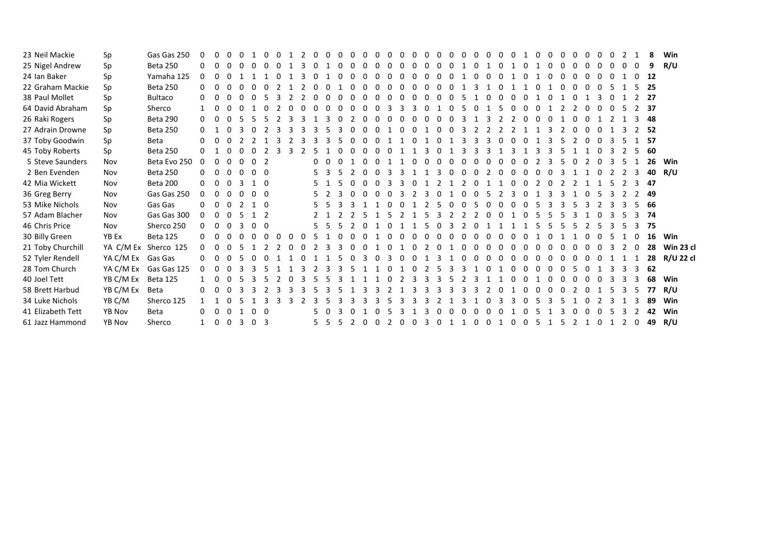| | | | | | | | | | | | | | | | | | | | | | | | | | | | | | | | | | | | | | | | | | |
|---|---|---|---|---|---|---|---|---|---|---|---|---|---|---|---|---|---|---|---|---|---|---|---|---|---|---|---|---|---|---|---|---|---|---|---|---|---|---|---|---|---|
| 23 Neil Mackie | Sp | Gas Gas 250 | 0 | 0 | 0 | 0 | 1 | 0 | 0 | 1 | 2 | 0 | 0 | 0 | 0 | 0 | 0 | 0 | 0 | 0 | 0 | 0 | 0 | 0 | 0 | 0 | 0 | 0 | 0 | 1 | 0 | 0 | 0 | 0 | 0 | 0 | 0 | 2 | 1 | **8** | **Win** |
| 25 Nigel Andrew | Sp | Beta 250 | 0 | 0 | 0 | 0 | 0 | 0 | 0 | 1 | 3 | 0 | 1 | 0 | 0 | 0 | 0 | 0 | 0 | 0 | 0 | 0 | 0 | 1 | 0 | 1 | 0 | 1 | 0 | 1 | 0 | 0 | 0 | 0 | 0 | 0 | 0 | 0 | 0 | **9** | **R/U** |
| 24 Ian Baker | Sp | Yamaha 125 | 0 | 0 | 0 | 1 | 1 | 1 | 0 | 1 | 3 | 0 | 1 | 0 | 0 | 0 | 0 | 0 | 0 | 0 | 0 | 0 | 0 | 0 | 1 | 0 | 1 | 0 | 0 | 0 | 0 | 0 | 0 | 0 | 0 | 0 | 0 | 1 | 0 | **12** | |
| 22 Graham Mackie | Sp | Beta 250 | 0 | 0 | 0 | 0 | 0 | 0 | 2 | 1 | 2 | 0 | 0 | 1 | 0 | 0 | 0 | 0 | 0 | 0 | 0 | 0 | 0 | 0 | 1 | 3 | 1 | 0 | 1 | 1 | 0 | 1 | 0 | 0 | 0 | 0 | 5 | 1 | 5 | **25** | |
| 38 Paul Mollet | Sp | Bultaco | 0 | 0 | 0 | 0 | 0 | 5 | 3 | 2 | 2 | 0 | 0 | 0 | 0 | 0 | 0 | 0 | 0 | 0 | 0 | 0 | 0 | 0 | 5 | 1 | 0 | 0 | 0 | 0 | 1 | 0 | 1 | 0 | 1 | 3 | 0 | 1 | 2 | **27** | |
| 64 David Abraham | Sp | Sherco | 1 | 0 | 0 | 0 | 1 | 0 | 2 | 0 | 0 | 0 | 0 | 0 | 0 | 0 | 0 | 0 | 3 | 3 | 3 | 0 | 1 | 0 | 5 | 0 | 1 | 5 | 0 | 0 | 0 | 1 | 2 | 2 | 0 | 0 | 0 | 5 | 2 | **37** | |
| 26 Raki Rogers | Sp | Beta 290 | 0 | 0 | 0 | 5 | 5 | 5 | 2 | 3 | 3 | 1 | 3 | 0 | 2 | 0 | 0 | 0 | 0 | 0 | 0 | 0 | 0 | 0 | 3 | 1 | 3 | 2 | 2 | 0 | 0 | 0 | 1 | 0 | 0 | 1 | 2 | 1 | 3 | **48** | |
| 27 Adrain Drowne | Sp | Beta 250 | 0 | 1 | 0 | 3 | 0 | 2 | 3 | 3 | 3 | 3 | 3 | 5 | 3 | 0 | 0 | 0 | 1 | 0 | 0 | 1 | 0 | 0 | 3 | 2 | 2 | 2 | 2 | 1 | 1 | 3 | 2 | 0 | 0 | 0 | 1 | 3 | 2 | **52** | |
| 37 Toby Goodwin | Sp | Beta | 0 | 0 | 0 | 2 | 2 | 1 | 3 | 2 | 3 | 3 | 3 | 5 | 0 | 0 | 0 | 0 | 1 | 1 | 0 | 1 | 0 | 1 | 3 | 3 | 3 | 0 | 0 | 0 | 1 | 3 | 5 | 2 | 0 | 0 | 3 | 5 | 1 | **57** | |
| 45 Toby Roberts | Sp | Beta 250 | 0 | 1 | 0 | 0 | 0 | 2 | 3 | 3 | 2 | 5 | 1 | 0 | 0 | 0 | 0 | 0 | 0 | 1 | 1 | 3 | 0 | 1 | 3 | 3 | 3 | 1 | 3 | 1 | 3 | 3 | 5 | 1 | 1 | 0 | 3 | 2 | 5 | **60** | |
| 5 Steve Saunders | Nov | Beta Evo 250 | 0 | 0 | 0 | 0 | 0 | 2 | | | | | 0 | 0 | 0 | 1 | 0 | 0 | 1 | 1 | 0 | 0 | 0 | 0 | 0 | 0 | 0 | 0 | 0 | 0 | 2 | 3 | 5 | 0 | 2 | 0 | 3 | 5 | 1 | **26** | **Win** |
| 2 Ben Evenden | Nov | Beta 250 | 0 | 0 | 0 | 0 | 0 | 0 | | | | | 5 | 3 | 5 | 2 | 0 | 0 | 3 | 3 | 1 | 1 | 3 | 0 | 0 | 0 | 2 | 0 | 0 | 0 | 0 | 0 | 3 | 1 | 1 | 0 | 2 | 2 | 3 | **40** | **R/U** |
| 42 Mia Wickett | Nov | Beta 200 | 0 | 0 | 0 | 3 | 1 | 0 | | | | | 5 | 1 | 5 | 0 | 0 | 0 | 3 | 3 | 0 | 1 | 2 | 1 | 2 | 0 | 1 | 1 | 0 | 0 | 2 | 0 | 2 | 2 | 1 | 1 | 5 | 2 | 3 | **47** | |
| 36 Greg Berry | Nov | Gas Gas 250 | 0 | 0 | 0 | 0 | 0 | 0 | | | | | 5 | 2 | 3 | 0 | 0 | 0 | 0 | 3 | 2 | 3 | 0 | 1 | 0 | 0 | 5 | 2 | 3 | 0 | 1 | 3 | 3 | 1 | 0 | 5 | 3 | 2 | 2 | **49** | |
| 53 Mike Nichols | Nov | Gas Gas | 0 | 0 | 0 | 2 | 1 | 0 | | | | | 5 | 5 | 3 | 3 | 1 | 1 | 0 | 0 | 1 | 2 | 5 | 0 | 0 | 5 | 0 | 0 | 0 | 0 | 5 | 3 | 3 | 5 | 3 | 2 | 3 | 3 | 5 | **66** | |
| 57 Adam Blacher | Nov | Gas Gas 300 | 0 | 0 | 0 | 5 | 1 | 2 | | | | | 2 | 1 | 2 | 2 | 5 | 1 | 5 | 2 | 1 | 5 | 3 | 2 | 2 | 2 | 0 | 0 | 1 | 0 | 5 | 5 | 5 | 3 | 1 | 0 | 3 | 5 | 3 | **74** | |
| 46 Chris Price | Nov | Sherco 250 | 0 | 0 | 0 | 3 | 0 | 0 | | | | | 5 | 5 | 5 | 2 | 0 | 1 | 0 | 1 | 1 | 5 | 0 | 3 | 2 | 0 | 1 | 1 | 1 | 1 | 5 | 5 | 5 | 5 | 2 | 5 | 3 | 5 | 3 | **75** | |
| 30 Billy Green | YB Ex | Beta 125 | 0 | 0 | 0 | 0 | 0 | 0 | 0 | 0 | 0 | 0 | 5 | 1 | 0 | 0 | 0 | 1 | 0 | 0 | 0 | 0 | 0 | 0 | 0 | 0 | 0 | 0 | 0 | 1 | 0 | 1 | 1 | 1 | 0 | 0 | 5 | 1 | 0 | **16** | **Win** |
| 21 Toby Churchill | YA C/M Ex | Sherco 125 | 0 | 0 | 0 | 5 | 1 | 2 | 2 | 0 | 0 | 2 | 3 | 3 | 0 | 0 | 1 | 0 | 1 | 0 | 2 | 0 | 1 | 0 | 0 | 0 | 0 | 0 | 0 | 0 | 0 | 0 | 0 | 0 | 0 | 0 | 3 | 2 | 0 | **28** | **Win 23 cl** |
| 52 Tyler Rendell | YA C/M Ex | Gas Gas | 0 | 0 | 0 | 5 | 0 | 0 | 1 | 1 | 0 | 1 | 1 | 5 | 0 | 3 | 0 | 3 | 0 | 0 | 1 | 3 | 1 | 0 | 0 | 0 | 0 | 0 | 0 | 0 | 0 | 0 | 0 | 0 | 0 | 0 | 1 | 1 | 1 | **28** | **R/U 22 cl** |
| 28 Tom Church | YA C/M Ex | Gas Gas 125 | 0 | 0 | 0 | 3 | 3 | 5 | 1 | 1 | 3 | 2 | 3 | 3 | 5 | 1 | 1 | 0 | 1 | 0 | 2 | 5 | 3 | 3 | 1 | 0 | 1 | 0 | 0 | 0 | 0 | 0 | 0 | 5 | 0 | 1 | 3 | 3 | 3 | **62** | |
| 40 Joel Tett | YB C/M Ex | Beta 125 | 1 | 0 | 0 | 5 | 3 | 5 | 2 | 0 | 3 | 5 | 5 | 3 | 1 | 1 | 1 | 0 | 2 | 3 | 3 | 3 | 5 | 2 | 3 | 1 | 1 | 0 | 0 | 1 | 0 | 0 | 0 | 0 | 0 | 0 | 3 | 3 | 3 | **68** | **Win** |
| 58 Brett Harbud | YB C/M Ex | Beta | 0 | 0 | 0 | 3 | 3 | 2 | 3 | 3 | 3 | 5 | 3 | 5 | 1 | 3 | 3 | 2 | 1 | 3 | 3 | 3 | 3 | 3 | 3 | 2 | 0 | 1 | 0 | 0 | 0 | 0 | 0 | 2 | 0 | 1 | 5 | 3 | 5 | **77** | **R/U** |
| 34 Luke Nichols | YB C/M | Sherco 125 | 1 | 1 | 0 | 5 | 1 | 3 | 3 | 3 | 2 | 3 | 5 | 3 | 3 | 3 | 3 | 5 | 3 | 3 | 3 | 2 | 1 | 3 | 1 | 0 | 3 | 3 | 0 | 5 | 3 | 5 | 1 | 0 | 0 | 2 | 3 | 1 | 3 | **89** | **Win** |
| 41 Elizabeth Tett | YB Nov | Beta | 0 | 0 | 0 | 1 | 0 | 0 | | | | | 5 | 0 | 3 | 0 | 1 | 0 | 5 | 3 | 1 | 3 | 0 | 0 | 0 | 0 | 0 | 0 | 1 | 0 | 5 | 1 | 3 | 0 | 0 | 0 | 5 | 3 | 2 | **42** | **Win** |
| 61 Jazz Hammond | YB Nov | Sherco | 1 | 0 | 0 | 3 | 0 | 3 | | | | | 5 | 5 | 5 | 2 | 0 | 0 | 2 | 0 | 0 | 3 | 0 | 1 | 1 | 0 | 0 | 1 | 0 | 0 | 5 | 1 | 5 | 2 | 1 | 0 | 1 | 2 | 0 | **49** | **R/U** |